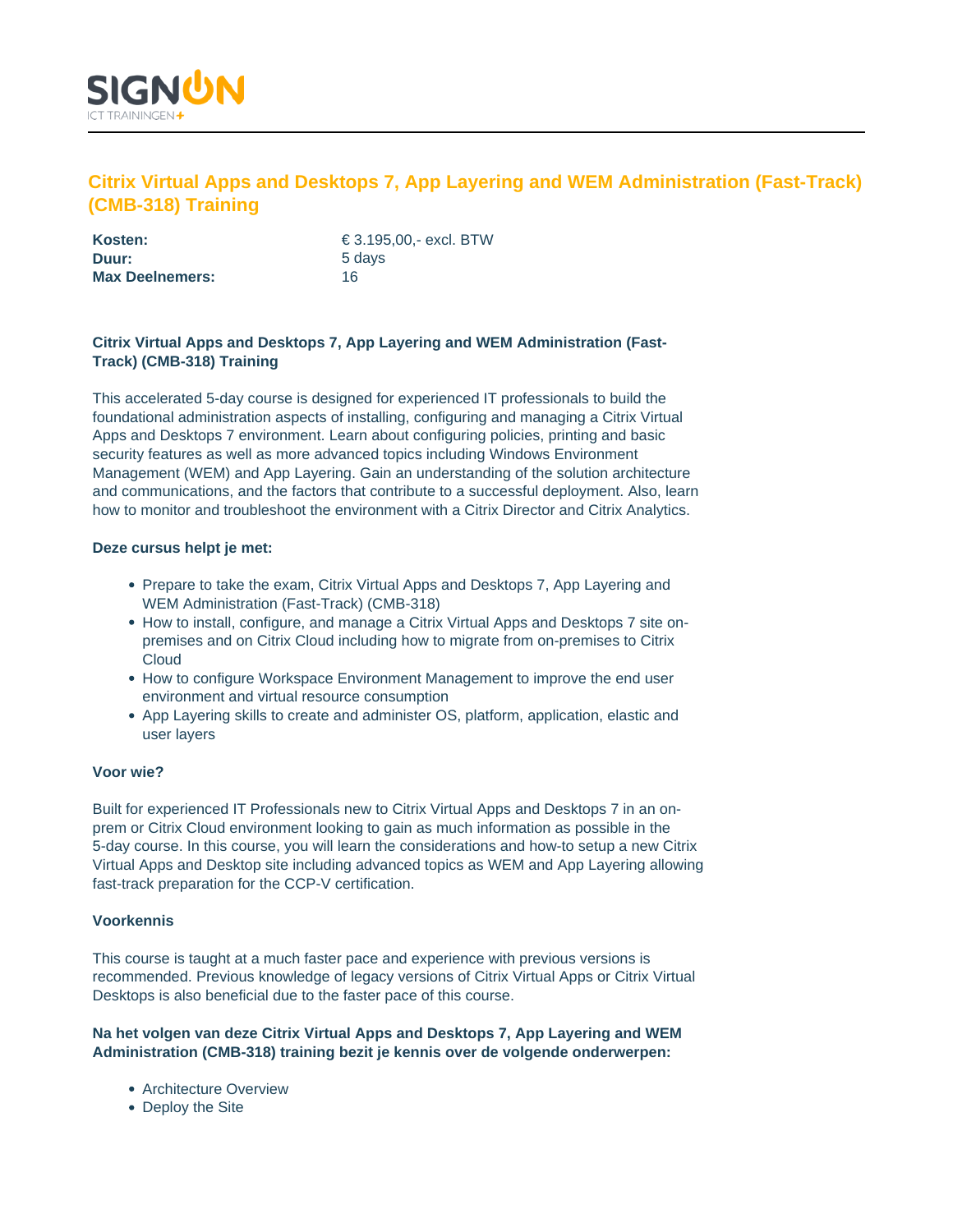# Citrix Virtual Apps and Desktops 7, App Layering and WEM Administration (Fast-Track) (CMB-318) Training

| | |
|---|---|
| **Kosten:** | € 3.195,00,- excl. BTW |
| **Duur:** | 5 days |
| **Max Deelnemers:** | 16 |

### Citrix Virtual Apps and Desktops 7, App Layering and WEM Administration (Fast-Track) (CMB-318) Training

This accelerated 5-day course is designed for experienced IT professionals to build the foundational administration aspects of installing, configuring and managing a Citrix Virtual Apps and Desktops 7 environment. Learn about configuring policies, printing and basic security features as well as more advanced topics including Windows Environment Management (WEM) and App Layering. Gain an understanding of the solution architecture and communications, and the factors that contribute to a successful deployment. Also, learn how to monitor and troubleshoot the environment with a Citrix Director and Citrix Analytics.

### Deze cursus helpt je met:

- Prepare to take the exam, Citrix Virtual Apps and Desktops 7, App Layering and WEM Administration (Fast-Track) (CMB-318)
- How to install, configure, and manage a Citrix Virtual Apps and Desktops 7 site on-premises and on Citrix Cloud including how to migrate from on-premises to Citrix Cloud
- How to configure Workspace Environment Management to improve the end user environment and virtual resource consumption
- App Layering skills to create and administer OS, platform, application, elastic and user layers

### Voor wie?

Built for experienced IT Professionals new to Citrix Virtual Apps and Desktops 7 in an on-prem or Citrix Cloud environment looking to gain as much information as possible in the 5-day course. In this course, you will learn the considerations and how-to setup a new Citrix Virtual Apps and Desktop site including advanced topics as WEM and App Layering allowing fast-track preparation for the CCP-V certification.

### Voorkennis

This course is taught at a much faster pace and experience with previous versions is recommended. Previous knowledge of legacy versions of Citrix Virtual Apps or Citrix Virtual Desktops is also beneficial due to the faster pace of this course.

### Na het volgen van deze Citrix Virtual Apps and Desktops 7, App Layering and WEM Administration (CMB-318) training bezit je kennis over de volgende onderwerpen:

- Architecture Overview
- Deploy the Site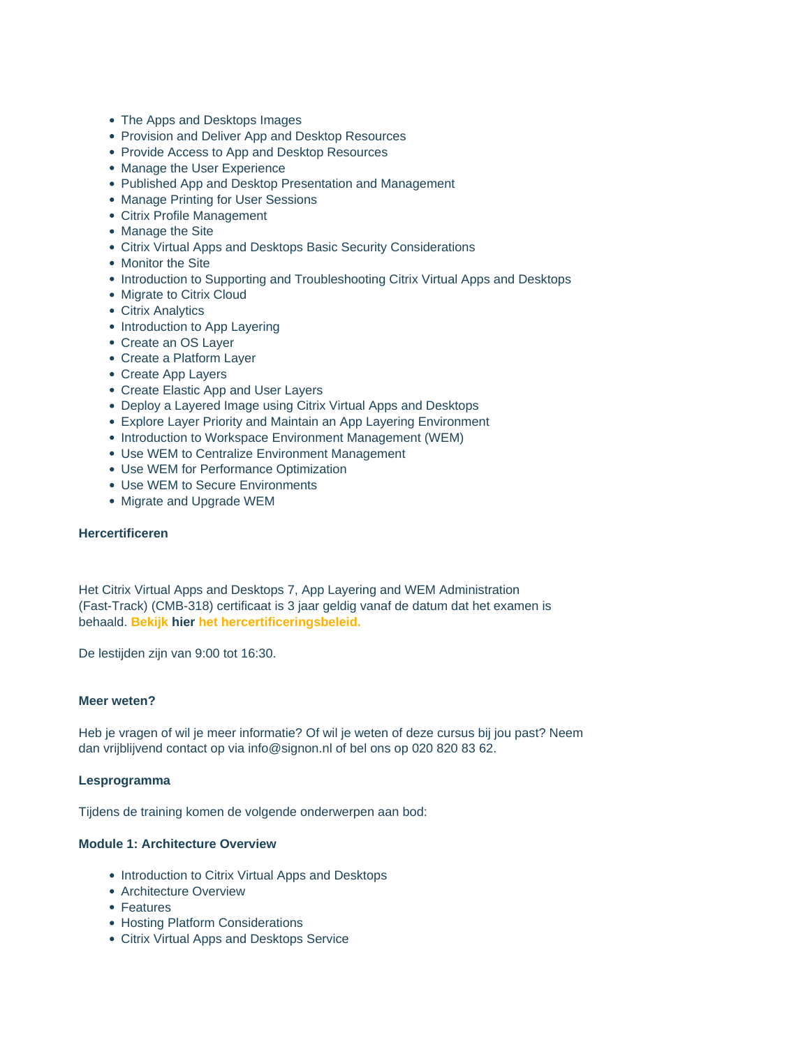- The Apps and Desktops Images
- Provision and Deliver App and Desktop Resources
- Provide Access to App and Desktop Resources
- Manage the User Experience
- Published App and Desktop Presentation and Management
- Manage Printing for User Sessions
- Citrix Profile Management
- Manage the Site
- Citrix Virtual Apps and Desktops Basic Security Considerations
- Monitor the Site
- Introduction to Supporting and Troubleshooting Citrix Virtual Apps and Desktops
- Migrate to Citrix Cloud
- Citrix Analytics
- Introduction to App Layering
- Create an OS Layer
- Create a Platform Layer
- Create App Layers
- Create Elastic App and User Layers
- Deploy a Layered Image using Citrix Virtual Apps and Desktops
- Explore Layer Priority and Maintain an App Layering Environment
- Introduction to Workspace Environment Management (WEM)
- Use WEM to Centralize Environment Management
- Use WEM for Performance Optimization
- Use WEM to Secure Environments
- Migrate and Upgrade WEM

**Hercertificeren**

Het Citrix Virtual Apps and Desktops 7, App Layering and WEM Administration (Fast-Track) (CMB-318) certificaat is 3 jaar geldig vanaf de datum dat het examen is behaald. **Bekijk hier het hercertificeringsbeleid.**

De lestijden zijn van 9:00 tot 16:30.

**Meer weten?**

Heb je vragen of wil je meer informatie? Of wil je weten of deze cursus bij jou past? Neem dan vrijblijvend contact op via info@signon.nl of bel ons op 020 820 83 62.

**Lesprogramma**

Tijdens de training komen de volgende onderwerpen aan bod:

**Module 1: Architecture Overview**

- Introduction to Citrix Virtual Apps and Desktops
- Architecture Overview
- Features
- Hosting Platform Considerations
- Citrix Virtual Apps and Desktops Service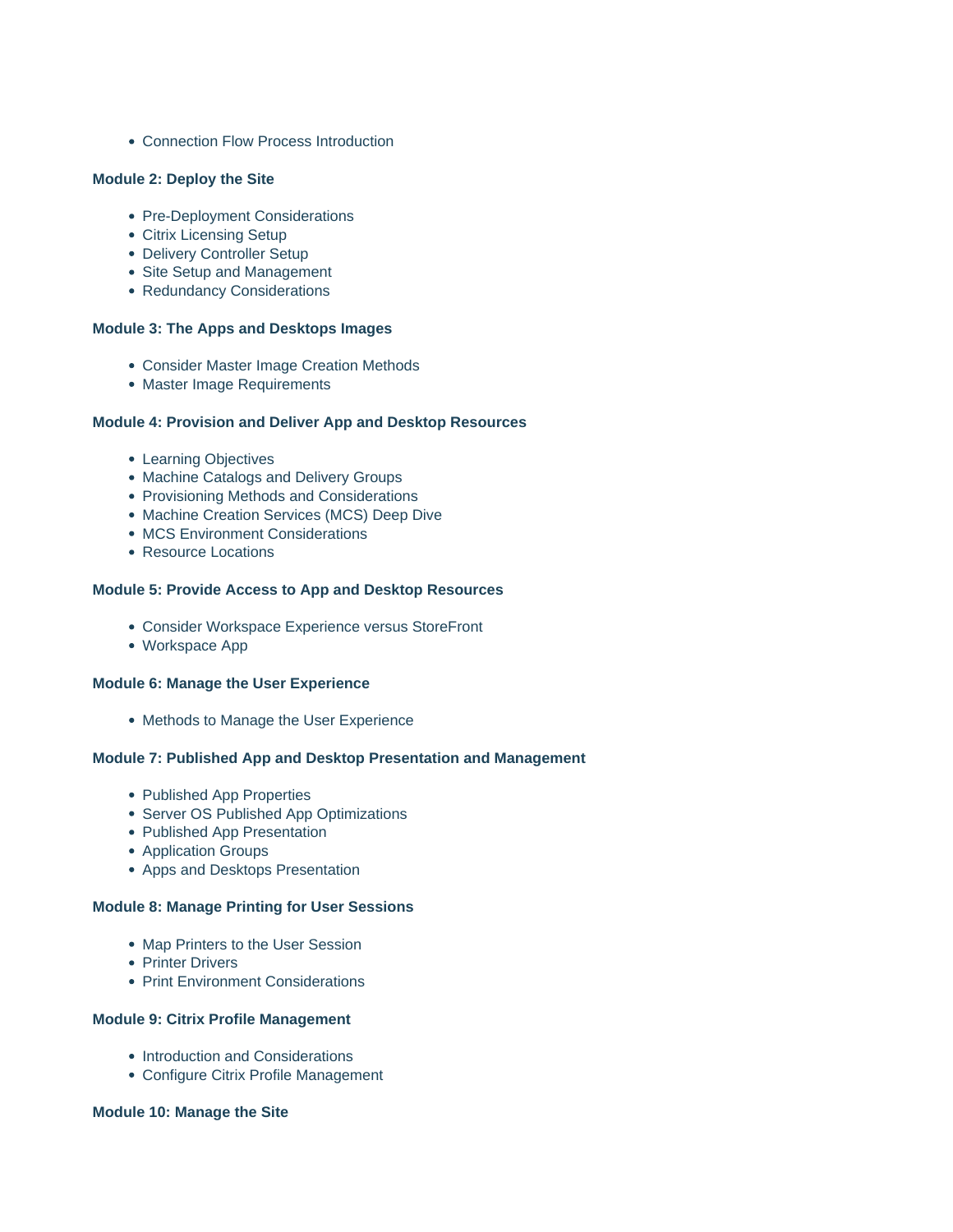- Connection Flow Process Introduction

**Module 2: Deploy the Site**

- Pre-Deployment Considerations
- Citrix Licensing Setup
- Delivery Controller Setup
- Site Setup and Management
- Redundancy Considerations

**Module 3: The Apps and Desktops Images**

- Consider Master Image Creation Methods
- Master Image Requirements

**Module 4: Provision and Deliver App and Desktop Resources**

- Learning Objectives
- Machine Catalogs and Delivery Groups
- Provisioning Methods and Considerations
- Machine Creation Services (MCS) Deep Dive
- MCS Environment Considerations
- Resource Locations

**Module 5: Provide Access to App and Desktop Resources**

- Consider Workspace Experience versus StoreFront
- Workspace App

**Module 6: Manage the User Experience**

- Methods to Manage the User Experience

**Module 7: Published App and Desktop Presentation and Management**

- Published App Properties
- Server OS Published App Optimizations
- Published App Presentation
- Application Groups
- Apps and Desktops Presentation

**Module 8: Manage Printing for User Sessions**

- Map Printers to the User Session
- Printer Drivers
- Print Environment Considerations

**Module 9: Citrix Profile Management**

- Introduction and Considerations
- Configure Citrix Profile Management

**Module 10: Manage the Site**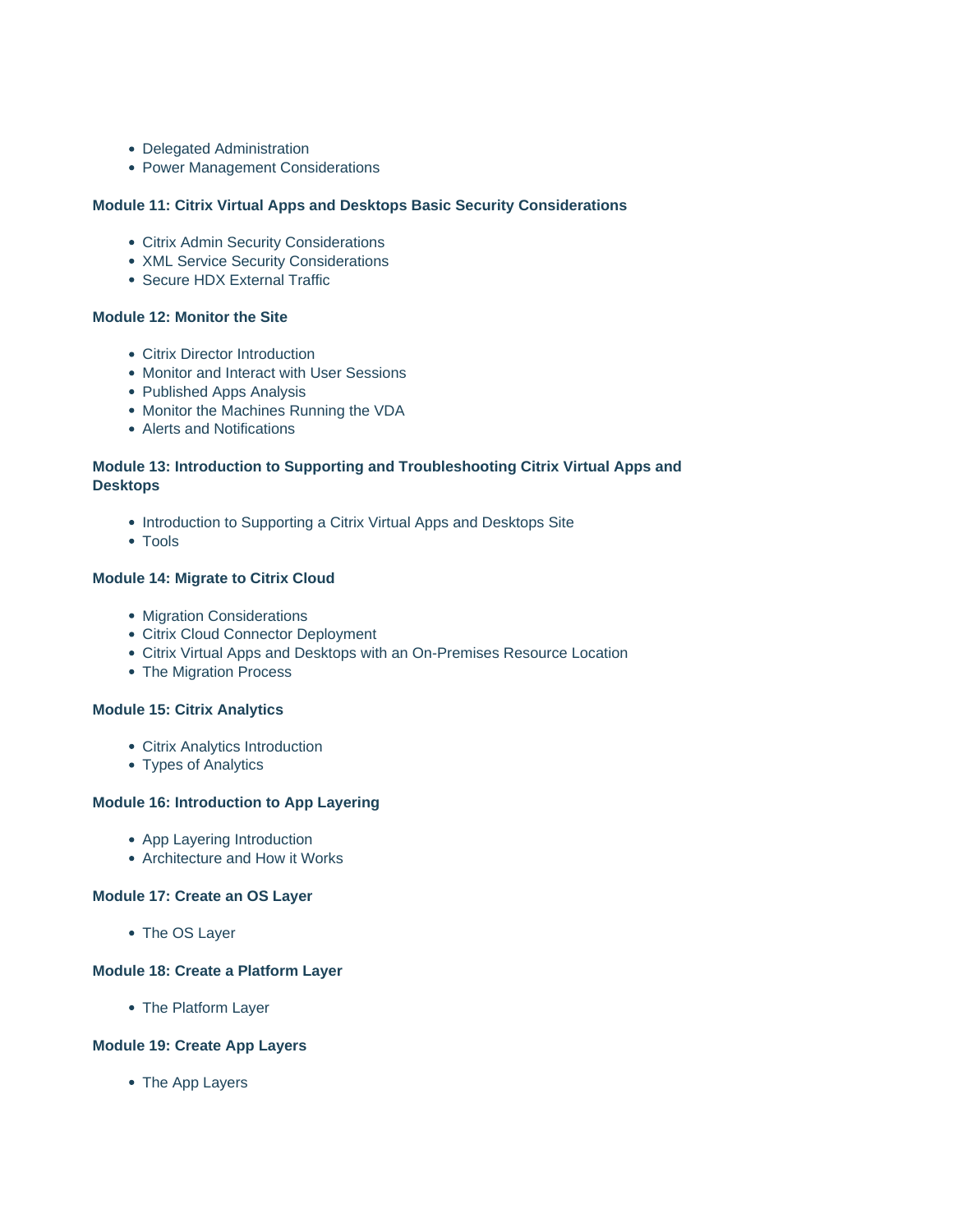- Delegated Administration
- Power Management Considerations

**Module 11: Citrix Virtual Apps and Desktops Basic Security Considerations**

- Citrix Admin Security Considerations
- XML Service Security Considerations
- Secure HDX External Traffic

**Module 12: Monitor the Site**

- Citrix Director Introduction
- Monitor and Interact with User Sessions
- Published Apps Analysis
- Monitor the Machines Running the VDA
- Alerts and Notifications

**Module 13: Introduction to Supporting and Troubleshooting Citrix Virtual Apps and Desktops**

- Introduction to Supporting a Citrix Virtual Apps and Desktops Site
- Tools

**Module 14: Migrate to Citrix Cloud**

- Migration Considerations
- Citrix Cloud Connector Deployment
- Citrix Virtual Apps and Desktops with an On-Premises Resource Location
- The Migration Process

**Module 15: Citrix Analytics**

- Citrix Analytics Introduction
- Types of Analytics

**Module 16: Introduction to App Layering**

- App Layering Introduction
- Architecture and How it Works

**Module 17: Create an OS Layer**

- The OS Layer

**Module 18: Create a Platform Layer**

- The Platform Layer

**Module 19: Create App Layers**

- The App Layers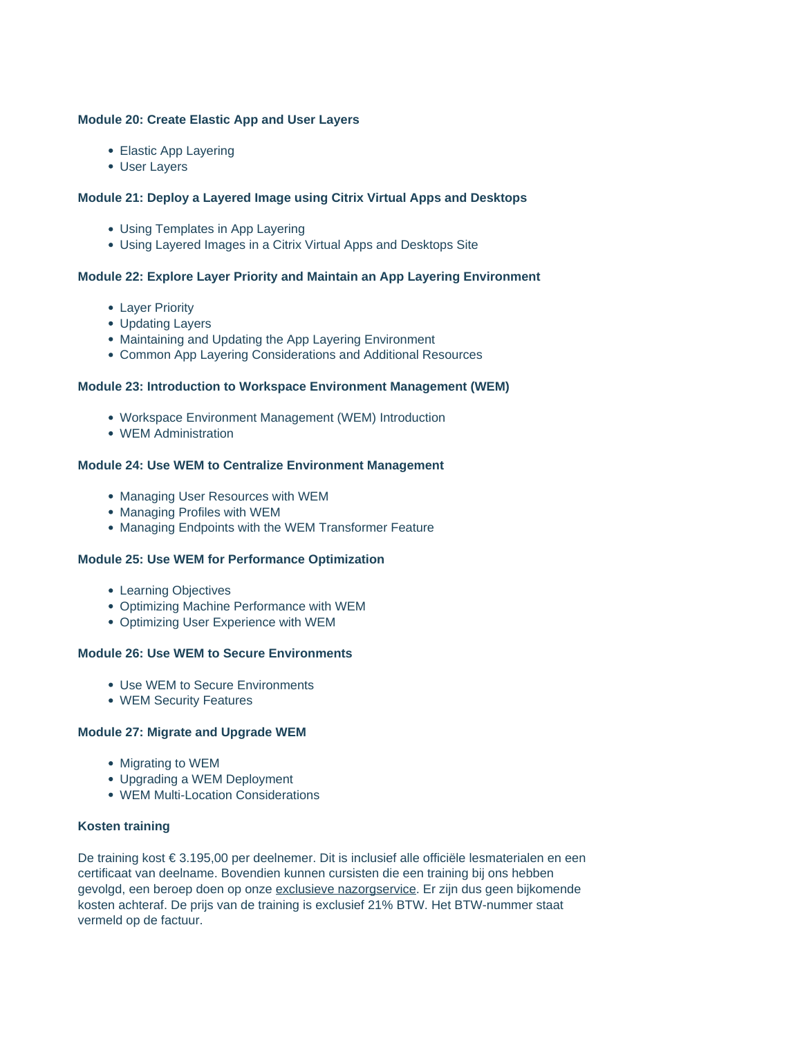**Module 20: Create Elastic App and User Layers**

- Elastic App Layering
- User Layers

**Module 21: Deploy a Layered Image using Citrix Virtual Apps and Desktops**

- Using Templates in App Layering
- Using Layered Images in a Citrix Virtual Apps and Desktops Site

**Module 22: Explore Layer Priority and Maintain an App Layering Environment**

- Layer Priority
- Updating Layers
- Maintaining and Updating the App Layering Environment
- Common App Layering Considerations and Additional Resources

**Module 23: Introduction to Workspace Environment Management (WEM)**

- Workspace Environment Management (WEM) Introduction
- WEM Administration

**Module 24: Use WEM to Centralize Environment Management**

- Managing User Resources with WEM
- Managing Profiles with WEM
- Managing Endpoints with the WEM Transformer Feature

**Module 25: Use WEM for Performance Optimization**

- Learning Objectives
- Optimizing Machine Performance with WEM
- Optimizing User Experience with WEM

**Module 26: Use WEM to Secure Environments**

- Use WEM to Secure Environments
- WEM Security Features

**Module 27: Migrate and Upgrade WEM**

- Migrating to WEM
- Upgrading a WEM Deployment
- WEM Multi-Location Considerations

**Kosten training**

De training kost € 3.195,00 per deelnemer. Dit is inclusief alle officiële lesmaterialen en een certificaat van deelname. Bovendien kunnen cursisten die een training bij ons hebben gevolgd, een beroep doen op onze exclusieve nazorgservice. Er zijn dus geen bijkomende kosten achteraf. De prijs van de training is exclusief 21% BTW. Het BTW-nummer staat vermeld op de factuur.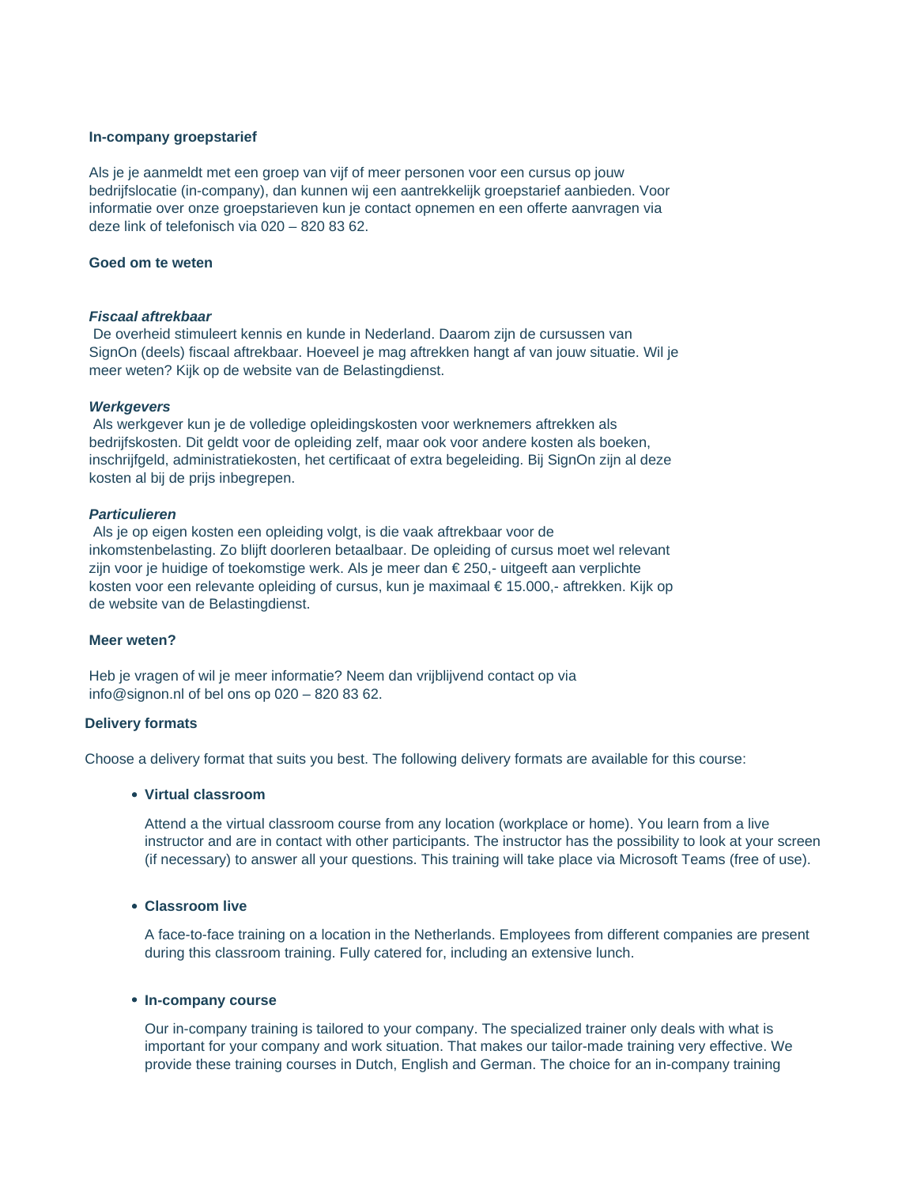**In-company groepstarief**

Als je je aanmeldt met een groep van vijf of meer personen voor een cursus op jouw bedrijfslocatie (in-company), dan kunnen wij een aantrekkelijk groepstarief aanbieden. Voor informatie over onze groepstarieven kun je contact opnemen en een offerte aanvragen via deze link of telefonisch via 020 – 820 83 62.

**Goed om te weten**

***Fiscaal aftrekbaar***
De overheid stimuleert kennis en kunde in Nederland. Daarom zijn de cursussen van SignOn (deels) fiscaal aftrekbaar. Hoeveel je mag aftrekken hangt af van jouw situatie. Wil je meer weten? Kijk op de website van de Belastingdienst.

***Werkgevers***
Als werkgever kun je de volledige opleidingskosten voor werknemers aftrekken als bedrijfskosten. Dit geldt voor de opleiding zelf, maar ook voor andere kosten als boeken, inschrijfgeld, administratiekosten, het certificaat of extra begeleiding. Bij SignOn zijn al deze kosten al bij de prijs inbegrepen.

***Particulieren***
Als je op eigen kosten een opleiding volgt, is die vaak aftrekbaar voor de inkomstenbelasting. Zo blijft doorleren betaalbaar. De opleiding of cursus moet wel relevant zijn voor je huidige of toekomstige werk. Als je meer dan € 250,- uitgeeft aan verplichte kosten voor een relevante opleiding of cursus, kun je maximaal € 15.000,- aftrekken. Kijk op de website van de Belastingdienst.

**Meer weten?**

Heb je vragen of wil je meer informatie? Neem dan vrijblijvend contact op via info@signon.nl of bel ons op 020 – 820 83 62.

**Delivery formats**

Choose a delivery format that suits you best. The following delivery formats are available for this course:

- **Virtual classroom**

  Attend a the virtual classroom course from any location (workplace or home). You learn from a live instructor and are in contact with other participants. The instructor has the possibility to look at your screen (if necessary) to answer all your questions. This training will take place via Microsoft Teams (free of use).

- **Classroom live**

  A face-to-face training on a location in the Netherlands. Employees from different companies are present during this classroom training. Fully catered for, including an extensive lunch.

- **In-company course**

  Our in-company training is tailored to your company. The specialized trainer only deals with what is important for your company and work situation. That makes our tailor-made training very effective. We provide these training courses in Dutch, English and German. The choice for an in-company training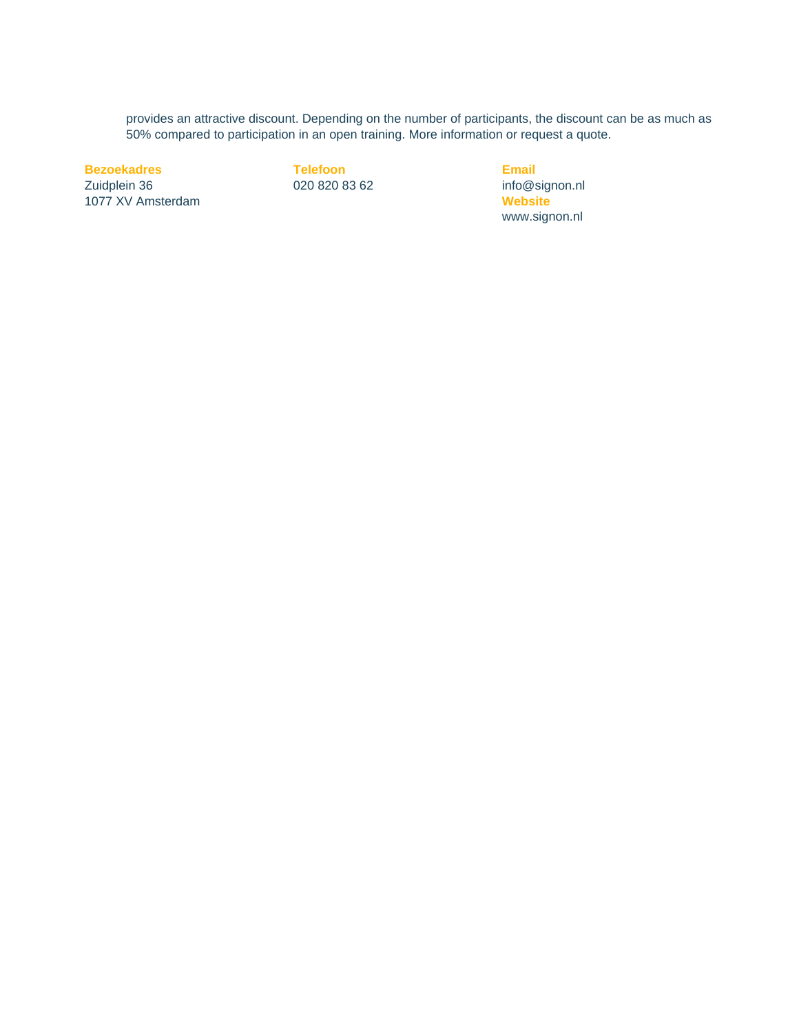provides an attractive discount. Depending on the number of participants, the discount can be as much as 50% compared to participation in an open training. More information or request a quote.

**Bezoekadres**
Zuidplein 36
1077 XV Amsterdam

**Telefoon**
020 820 83 62

**Email**
info@signon.nl

**Website**
www.signon.nl